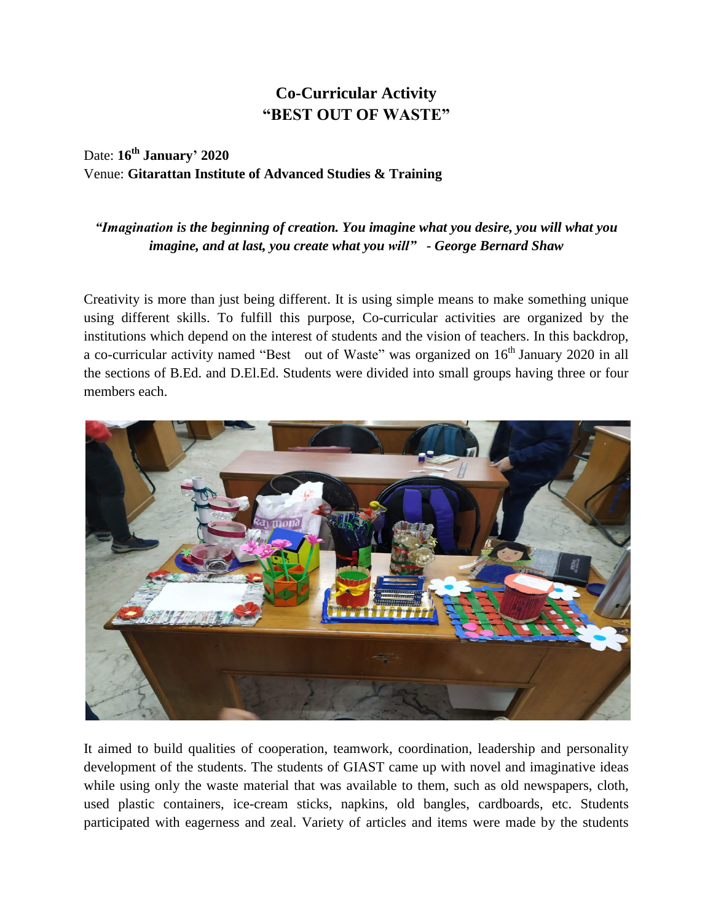# Co-Curricular Activity
# "BEST OUT OF WASTE"

Date: **16th January' 2020**
Venue: **Gitarattan Institute of Advanced Studies & Training**

***"Imagination is the beginning of creation. You imagine what you desire, you will what you imagine, and at last, you create what you will" - George Bernard Shaw***

Creativity is more than just being different. It is using simple means to make something unique using different skills. To fulfill this purpose, Co-curricular activities are organized by the institutions which depend on the interest of students and the vision of teachers. In this backdrop, a co-curricular activity named "Best out of Waste" was organized on 16th January 2020 in all the sections of B.Ed. and D.El.Ed. Students were divided into small groups having three or four members each.

It aimed to build qualities of cooperation, teamwork, coordination, leadership and personality development of the students. The students of GIAST came up with novel and imaginative ideas while using only the waste material that was available to them, such as old newspapers, cloth, used plastic containers, ice-cream sticks, napkins, old bangles, cardboards, etc. Students participated with eagerness and zeal. Variety of articles and items were made by the students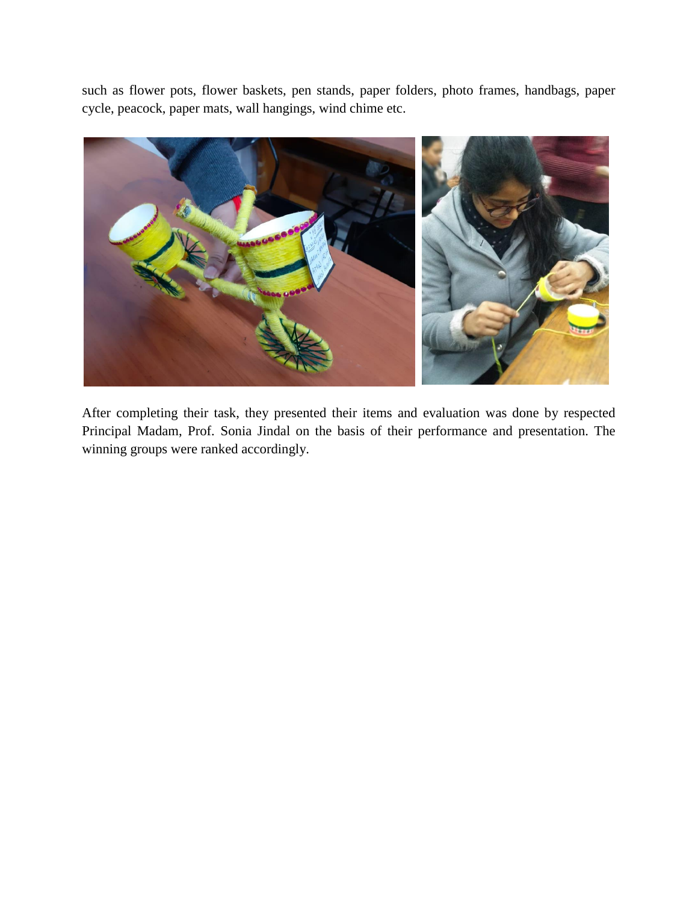such as flower pots, flower baskets, pen stands, paper folders, photo frames, handbags, paper cycle, peacock, paper mats, wall hangings, wind chime etc.

After completing their task, they presented their items and evaluation was done by respected Principal Madam, Prof. Sonia Jindal on the basis of their performance and presentation. The winning groups were ranked accordingly.